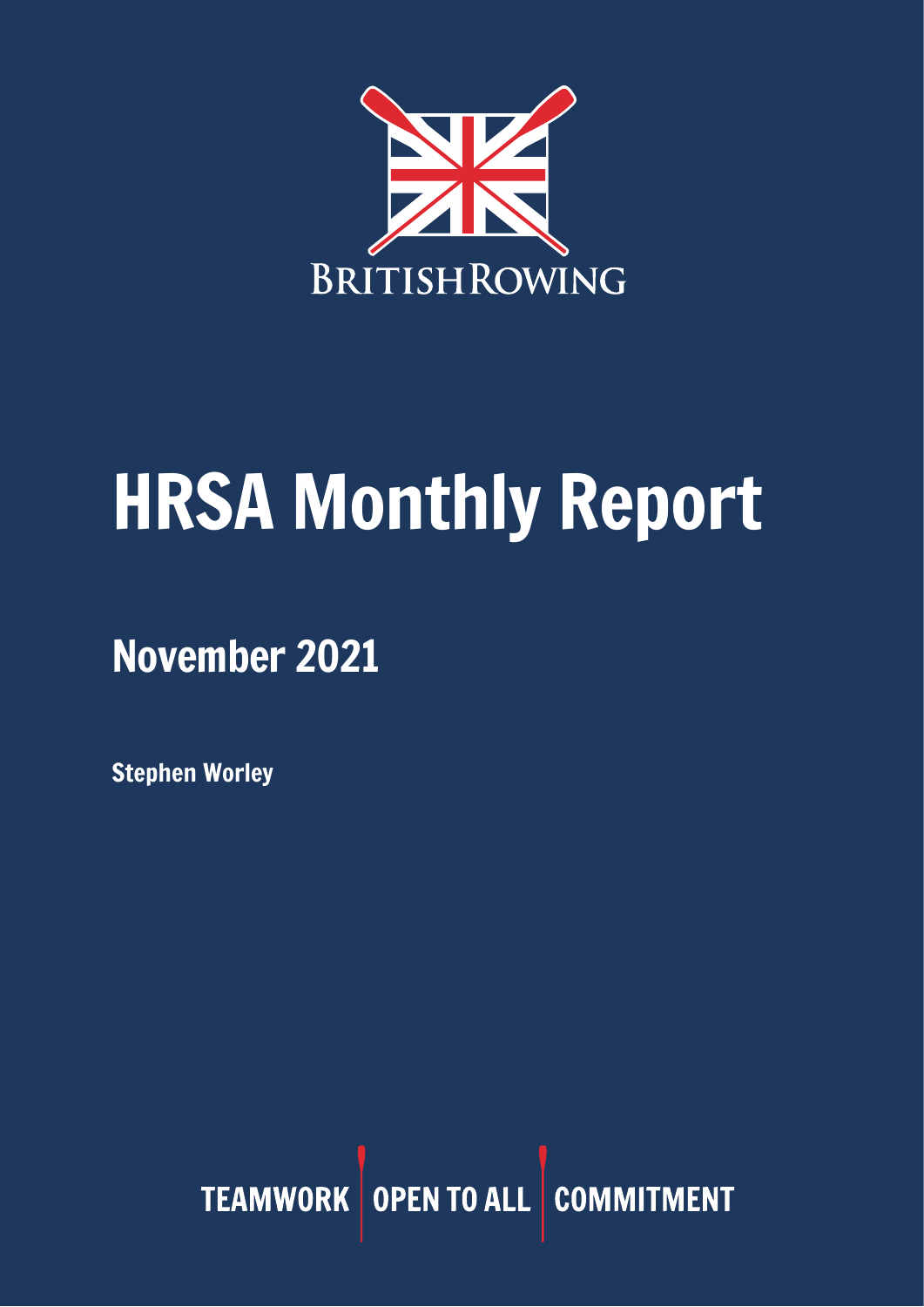BRITISHROWING

# HRSA Monthly Report

## November 2021

**Stephen Worley**

TEAMWORK | OPEN TO ALL | COMMITMENT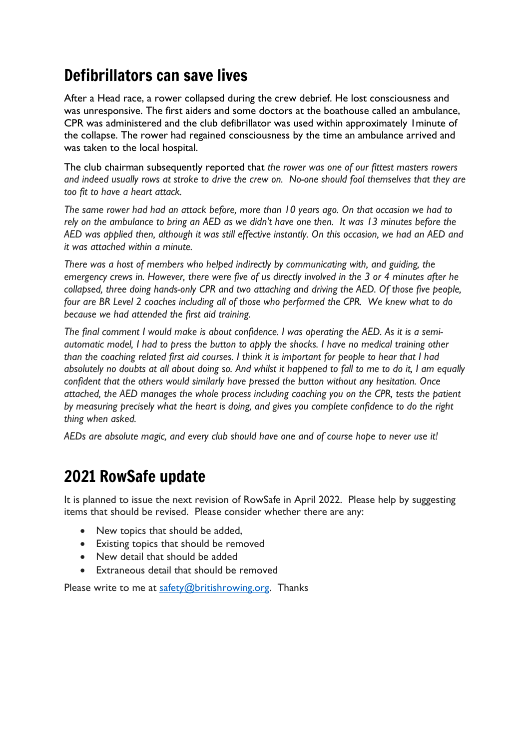## Defibrillators can save lives

After a Head race, a rower collapsed during the crew debrief. He lost consciousness and was unresponsive. The first aiders and some doctors at the boathouse called an ambulance, CPR was administered and the club defibrillator was used within approximately 1minute of the collapse. The rower had regained consciousness by the time an ambulance arrived and was taken to the local hospital.

The club chairman subsequently reported that *the rower was one of our fittest masters rowers and indeed usually rows at stroke to drive the crew on. No-one should fool themselves that they are too fit to have a heart attack.*

*The same rower had had an attack before, more than 10 years ago. On that occasion we had to rely on the ambulance to bring an AED as we didn't have one then. It was 13 minutes before the AED was applied then, although it was still effective instantly. On this occasion, we had an AED and it was attached within a minute.*

*There was a host of members who helped indirectly by communicating with, and guiding, the emergency crews in. However, there were five of us directly involved in the 3 or 4 minutes after he collapsed, three doing hands-only CPR and two attaching and driving the AED. Of those five people, four are BR Level 2 coaches including all of those who performed the CPR. We knew what to do because we had attended the first aid training.*

*The final comment I would make is about confidence. I was operating the AED. As it is a semi-automatic model, I had to press the button to apply the shocks. I have no medical training other than the coaching related first aid courses. I think it is important for people to hear that I had absolutely no doubts at all about doing so. And whilst it happened to fall to me to do it, I am equally confident that the others would similarly have pressed the button without any hesitation. Once attached, the AED manages the whole process including coaching you on the CPR, tests the patient by measuring precisely what the heart is doing, and gives you complete confidence to do the right thing when asked.*

*AEDs are absolute magic, and every club should have one and of course hope to never use it!*

## 2021 RowSafe update

It is planned to issue the next revision of RowSafe in April 2022. Please help by suggesting items that should be revised. Please consider whether there are any:

- New topics that should be added,
- Existing topics that should be removed
- New detail that should be added
- Extraneous detail that should be removed

Please write to me at safety@britishrowing.org. Thanks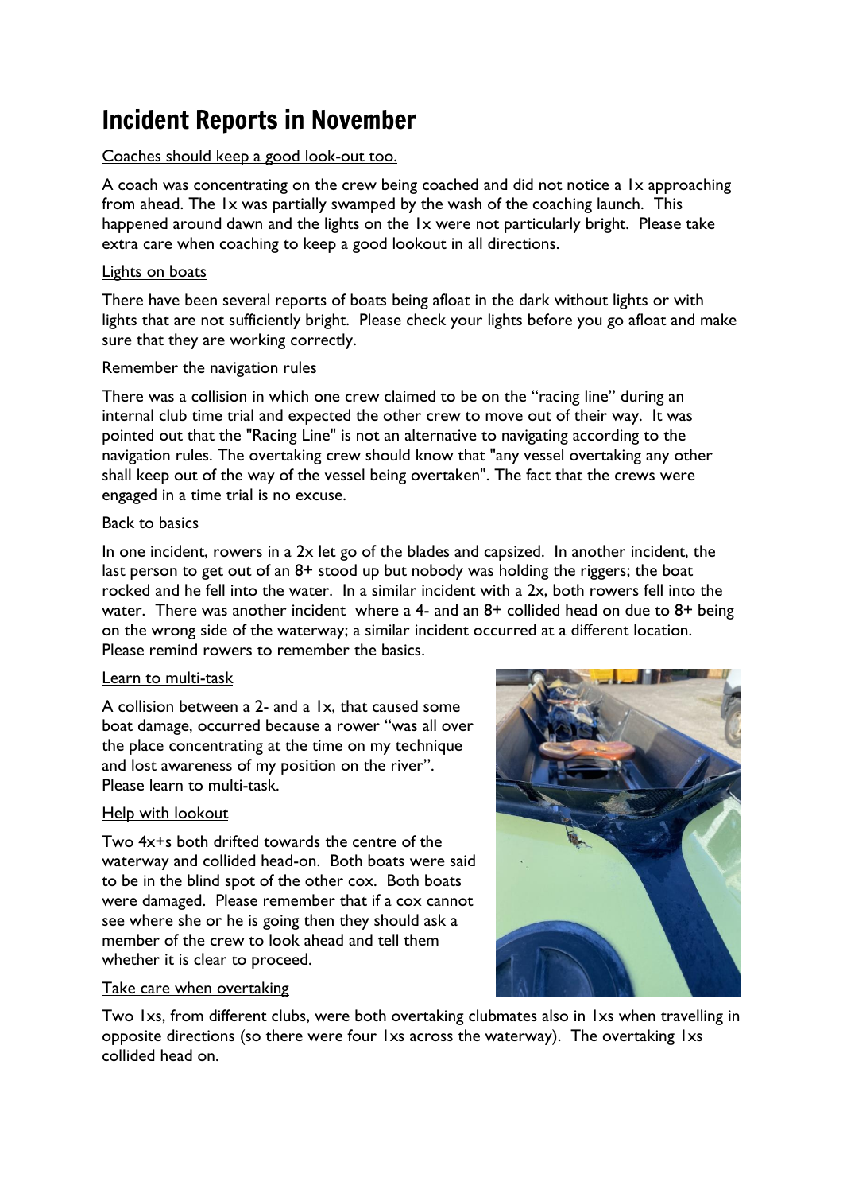# Incident Reports in November

Coaches should keep a good look-out too.

A coach was concentrating on the crew being coached and did not notice a 1x approaching from ahead. The 1x was partially swamped by the wash of the coaching launch. This happened around dawn and the lights on the 1x were not particularly bright. Please take extra care when coaching to keep a good lookout in all directions.

Lights on boats

There have been several reports of boats being afloat in the dark without lights or with lights that are not sufficiently bright. Please check your lights before you go afloat and make sure that they are working correctly.

Remember the navigation rules

There was a collision in which one crew claimed to be on the "racing line" during an internal club time trial and expected the other crew to move out of their way. It was pointed out that the "Racing Line" is not an alternative to navigating according to the navigation rules. The overtaking crew should know that "any vessel overtaking any other shall keep out of the way of the vessel being overtaken". The fact that the crews were engaged in a time trial is no excuse.

Back to basics

In one incident, rowers in a 2x let go of the blades and capsized. In another incident, the last person to get out of an 8+ stood up but nobody was holding the riggers; the boat rocked and he fell into the water. In a similar incident with a 2x, both rowers fell into the water. There was another incident where a 4- and an 8+ collided head on due to 8+ being on the wrong side of the waterway; a similar incident occurred at a different location. Please remind rowers to remember the basics.

Learn to multi-task

A collision between a 2- and a 1x, that caused some boat damage, occurred because a rower "was all over the place concentrating at the time on my technique and lost awareness of my position on the river". Please learn to multi-task.

Help with lookout

Two 4x+s both drifted towards the centre of the waterway and collided head-on. Both boats were said to be in the blind spot of the other cox. Both boats were damaged. Please remember that if a cox cannot see where she or he is going then they should ask a member of the crew to look ahead and tell them whether it is clear to proceed.

Take care when overtaking

Two 1xs, from different clubs, were both overtaking clubmates also in 1xs when travelling in opposite directions (so there were four 1xs across the waterway). The overtaking 1xs collided head on.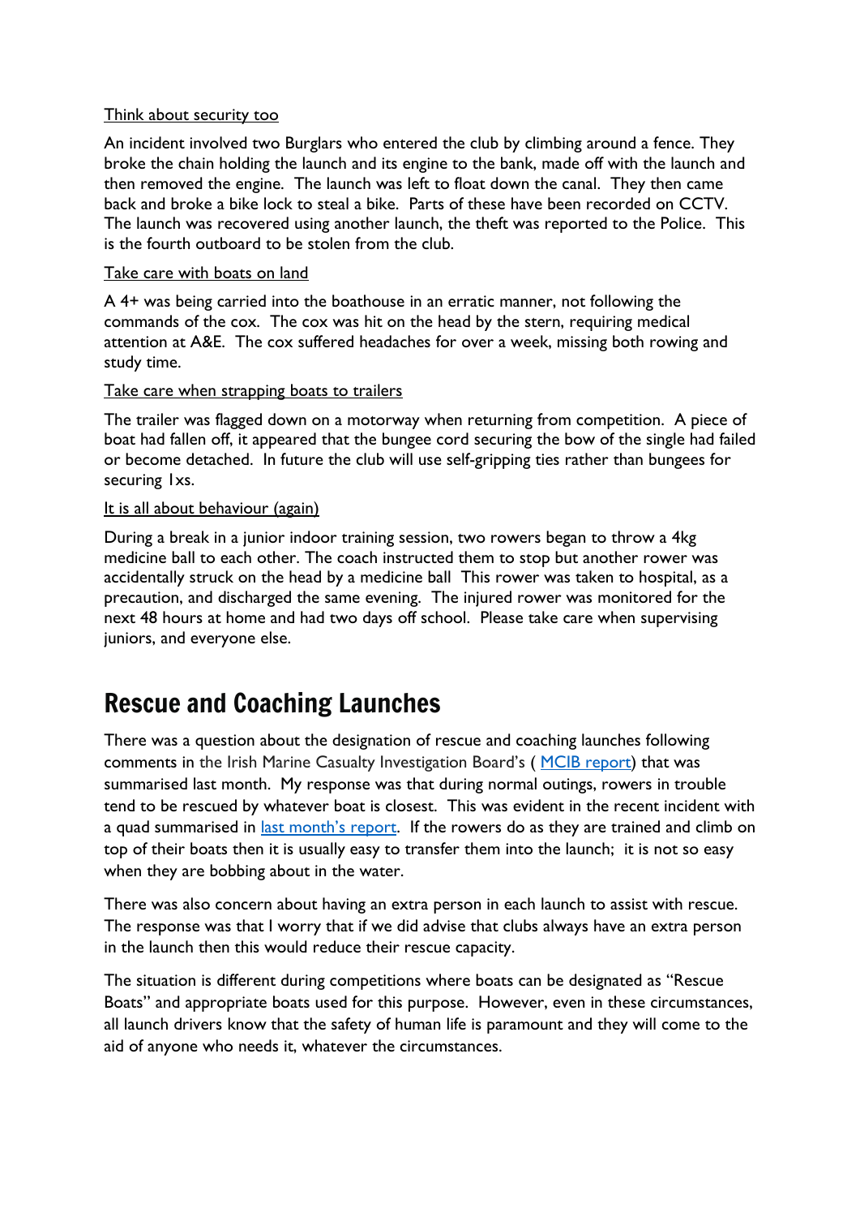Think about security too

An incident involved two Burglars who entered the club by climbing around a fence. They broke the chain holding the launch and its engine to the bank, made off with the launch and then removed the engine. The launch was left to float down the canal. They then came back and broke a bike lock to steal a bike. Parts of these have been recorded on CCTV. The launch was recovered using another launch, the theft was reported to the Police. This is the fourth outboard to be stolen from the club.

Take care with boats on land

A 4+ was being carried into the boathouse in an erratic manner, not following the commands of the cox. The cox was hit on the head by the stern, requiring medical attention at A&E. The cox suffered headaches for over a week, missing both rowing and study time.

Take care when strapping boats to trailers

The trailer was flagged down on a motorway when returning from competition. A piece of boat had fallen off, it appeared that the bungee cord securing the bow of the single had failed or become detached. In future the club will use self-gripping ties rather than bungees for securing 1xs.

It is all about behaviour (again)

During a break in a junior indoor training session, two rowers began to throw a 4kg medicine ball to each other. The coach instructed them to stop but another rower was accidentally struck on the head by a medicine ball This rower was taken to hospital, as a precaution, and discharged the same evening. The injured rower was monitored for the next 48 hours at home and had two days off school. Please take care when supervising juniors, and everyone else.

# Rescue and Coaching Launches

There was a question about the designation of rescue and coaching launches following comments in the Irish Marine Casualty Investigation Board's ( MCIB report) that was summarised last month. My response was that during normal outings, rowers in trouble tend to be rescued by whatever boat is closest. This was evident in the recent incident with a quad summarised in last month's report. If the rowers do as they are trained and climb on top of their boats then it is usually easy to transfer them into the launch; it is not so easy when they are bobbing about in the water.

There was also concern about having an extra person in each launch to assist with rescue. The response was that I worry that if we did advise that clubs always have an extra person in the launch then this would reduce their rescue capacity.

The situation is different during competitions where boats can be designated as "Rescue Boats" and appropriate boats used for this purpose. However, even in these circumstances, all launch drivers know that the safety of human life is paramount and they will come to the aid of anyone who needs it, whatever the circumstances.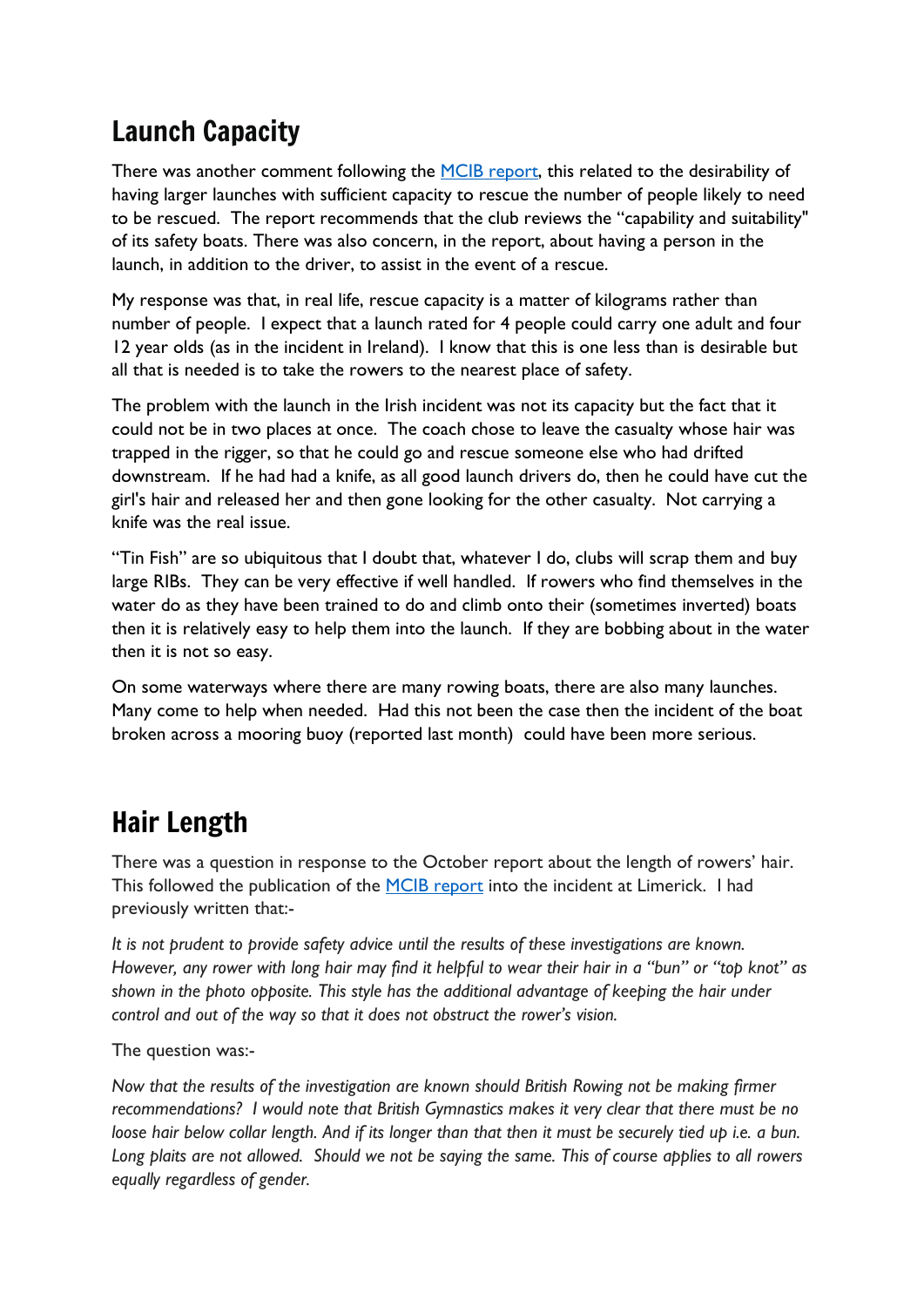## Launch Capacity

There was another comment following the [MCIB report](), this related to the desirability of having larger launches with sufficient capacity to rescue the number of people likely to need to be rescued. The report recommends that the club reviews the "capability and suitability" of its safety boats. There was also concern, in the report, about having a person in the launch, in addition to the driver, to assist in the event of a rescue.

My response was that, in real life, rescue capacity is a matter of kilograms rather than number of people. I expect that a launch rated for 4 people could carry one adult and four 12 year olds (as in the incident in Ireland). I know that this is one less than is desirable but all that is needed is to take the rowers to the nearest place of safety.

The problem with the launch in the Irish incident was not its capacity but the fact that it could not be in two places at once. The coach chose to leave the casualty whose hair was trapped in the rigger, so that he could go and rescue someone else who had drifted downstream. If he had had a knife, as all good launch drivers do, then he could have cut the girl's hair and released her and then gone looking for the other casualty. Not carrying a knife was the real issue.

"Tin Fish" are so ubiquitous that I doubt that, whatever I do, clubs will scrap them and buy large RIBs. They can be very effective if well handled. If rowers who find themselves in the water do as they have been trained to do and climb onto their (sometimes inverted) boats then it is relatively easy to help them into the launch. If they are bobbing about in the water then it is not so easy.

On some waterways where there are many rowing boats, there are also many launches. Many come to help when needed. Had this not been the case then the incident of the boat broken across a mooring buoy (reported last month) could have been more serious.

## Hair Length

There was a question in response to the October report about the length of rowers' hair. This followed the publication of the [MCIB report]() into the incident at Limerick. I had previously written that:-

*It is not prudent to provide safety advice until the results of these investigations are known. However, any rower with long hair may find it helpful to wear their hair in a "bun" or "top knot" as shown in the photo opposite. This style has the additional advantage of keeping the hair under control and out of the way so that it does not obstruct the rower's vision.*

The question was:-

*Now that the results of the investigation are known should British Rowing not be making firmer recommendations? I would note that British Gymnastics makes it very clear that there must be no loose hair below collar length. And if its longer than that then it must be securely tied up i.e. a bun. Long plaits are not allowed. Should we not be saying the same. This of course applies to all rowers equally regardless of gender.*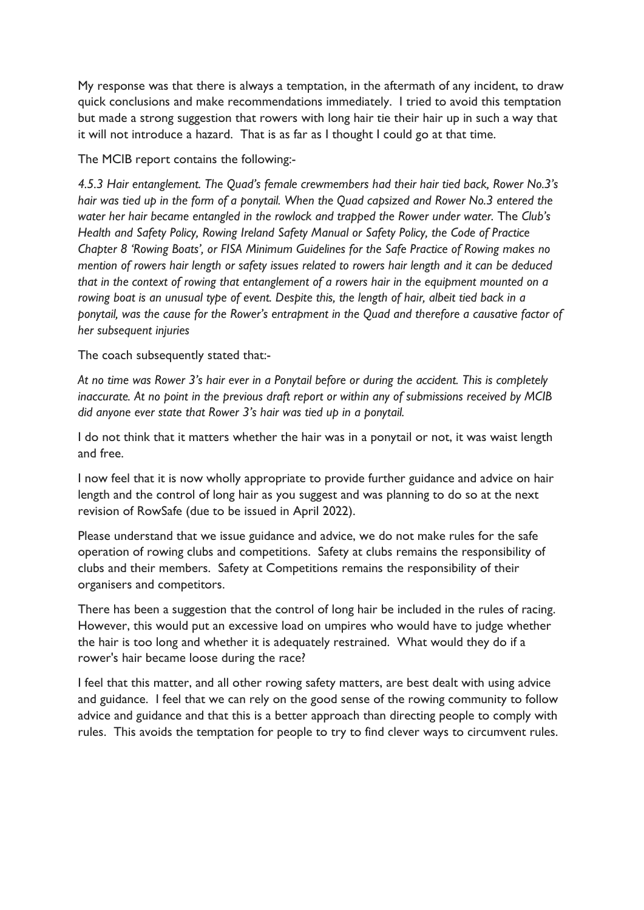My response was that there is always a temptation, in the aftermath of any incident, to draw quick conclusions and make recommendations immediately. I tried to avoid this temptation but made a strong suggestion that rowers with long hair tie their hair up in such a way that it will not introduce a hazard. That is as far as I thought I could go at that time.

The MCIB report contains the following:-

*4.5.3 Hair entanglement. The Quad's female crewmembers had their hair tied back, Rower No.3's hair was tied up in the form of a ponytail. When the Quad capsized and Rower No.3 entered the water her hair became entangled in the rowlock and trapped the Rower under water.* The *Club's Health and Safety Policy, Rowing Ireland Safety Manual or Safety Policy, the Code of Practice Chapter 8 'Rowing Boats', or FISA Minimum Guidelines for the Safe Practice of Rowing makes no mention of rowers hair length or safety issues related to rowers hair length and it can be deduced that in the context of rowing that entanglement of a rowers hair in the equipment mounted on a rowing boat is an unusual type of event. Despite this, the length of hair, albeit tied back in a ponytail, was the cause for the Rower's entrapment in the Quad and therefore a causative factor of her subsequent injuries*

The coach subsequently stated that:-

*At no time was Rower 3's hair ever in a Ponytail before or during the accident. This is completely inaccurate. At no point in the previous draft report or within any of submissions received by MCIB did anyone ever state that Rower 3's hair was tied up in a ponytail.*

I do not think that it matters whether the hair was in a ponytail or not, it was waist length and free.

I now feel that it is now wholly appropriate to provide further guidance and advice on hair length and the control of long hair as you suggest and was planning to do so at the next revision of RowSafe (due to be issued in April 2022).

Please understand that we issue guidance and advice, we do not make rules for the safe operation of rowing clubs and competitions. Safety at clubs remains the responsibility of clubs and their members. Safety at Competitions remains the responsibility of their organisers and competitors.

There has been a suggestion that the control of long hair be included in the rules of racing. However, this would put an excessive load on umpires who would have to judge whether the hair is too long and whether it is adequately restrained. What would they do if a rower's hair became loose during the race?

I feel that this matter, and all other rowing safety matters, are best dealt with using advice and guidance. I feel that we can rely on the good sense of the rowing community to follow advice and guidance and that this is a better approach than directing people to comply with rules. This avoids the temptation for people to try to find clever ways to circumvent rules.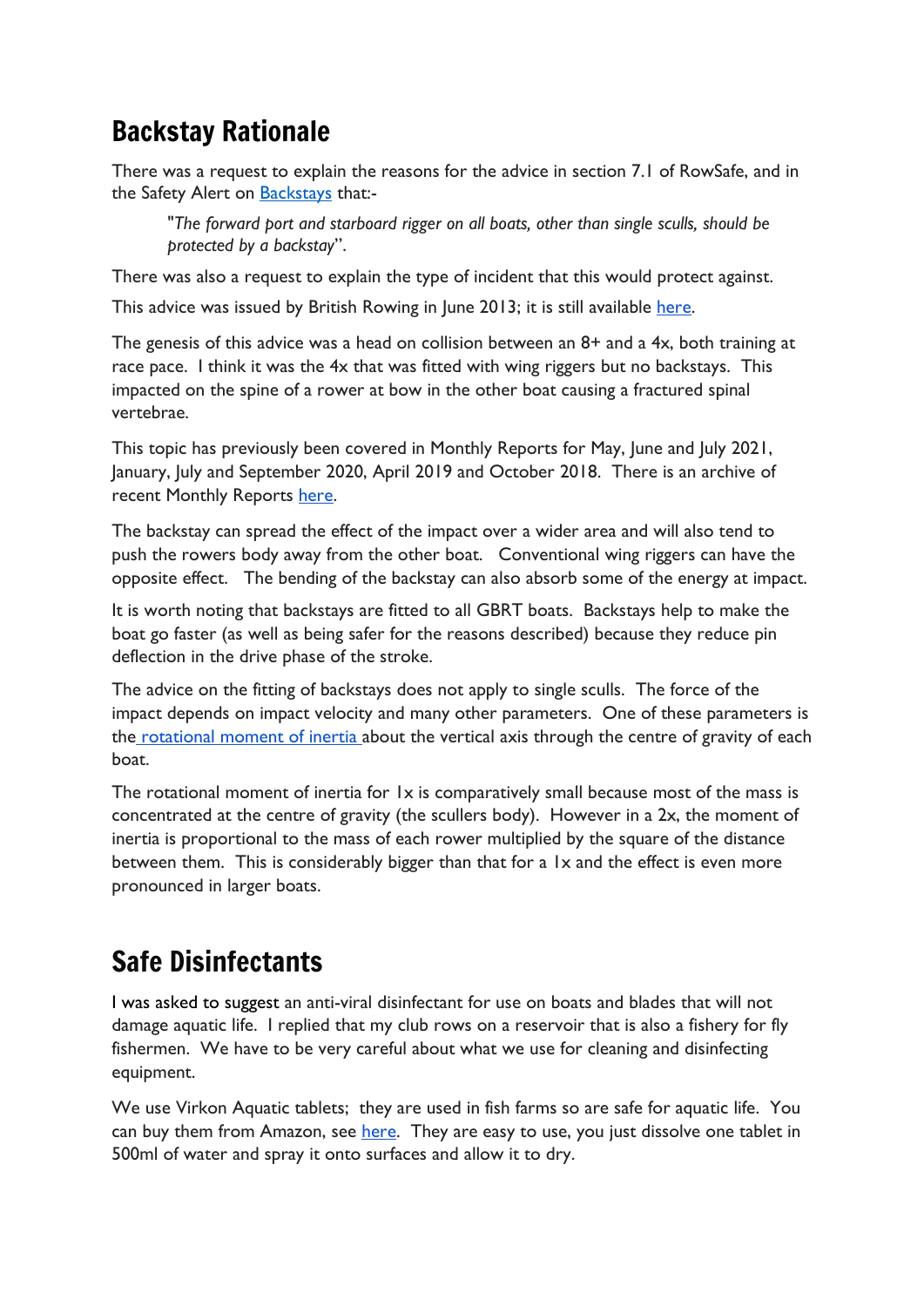## Backstay Rationale

There was a request to explain the reasons for the advice in section 7.1 of RowSafe, and in the Safety Alert on [Backstays](#) that:-

> "*The forward port and starboard rigger on all boats, other than single sculls, should be protected by a backstay*".

There was also a request to explain the type of incident that this would protect against.

This advice was issued by British Rowing in June 2013; it is still available [here](#).

The genesis of this advice was a head on collision between an 8+ and a 4x, both training at race pace. I think it was the 4x that was fitted with wing riggers but no backstays. This impacted on the spine of a rower at bow in the other boat causing a fractured spinal vertebrae.

This topic has previously been covered in Monthly Reports for May, June and July 2021, January, July and September 2020, April 2019 and October 2018. There is an archive of recent Monthly Reports [here](#).

The backstay can spread the effect of the impact over a wider area and will also tend to push the rowers body away from the other boat. Conventional wing riggers can have the opposite effect. The bending of the backstay can also absorb some of the energy at impact.

It is worth noting that backstays are fitted to all GBRT boats. Backstays help to make the boat go faster (as well as being safer for the reasons described) because they reduce pin deflection in the drive phase of the stroke.

The advice on the fitting of backstays does not apply to single sculls. The force of the impact depends on impact velocity and many other parameters. One of these parameters is the [rotational moment of inertia](#) about the vertical axis through the centre of gravity of each boat.

The rotational moment of inertia for 1x is comparatively small because most of the mass is concentrated at the centre of gravity (the scullers body). However in a 2x, the moment of inertia is proportional to the mass of each rower multiplied by the square of the distance between them. This is considerably bigger than that for a 1x and the effect is even more pronounced in larger boats.

## Safe Disinfectants

I was asked to suggest an anti-viral disinfectant for use on boats and blades that will not damage aquatic life. I replied that my club rows on a reservoir that is also a fishery for fly fishermen. We have to be very careful about what we use for cleaning and disinfecting equipment.

We use Virkon Aquatic tablets; they are used in fish farms so are safe for aquatic life. You can buy them from Amazon, see [here](#). They are easy to use, you just dissolve one tablet in 500ml of water and spray it onto surfaces and allow it to dry.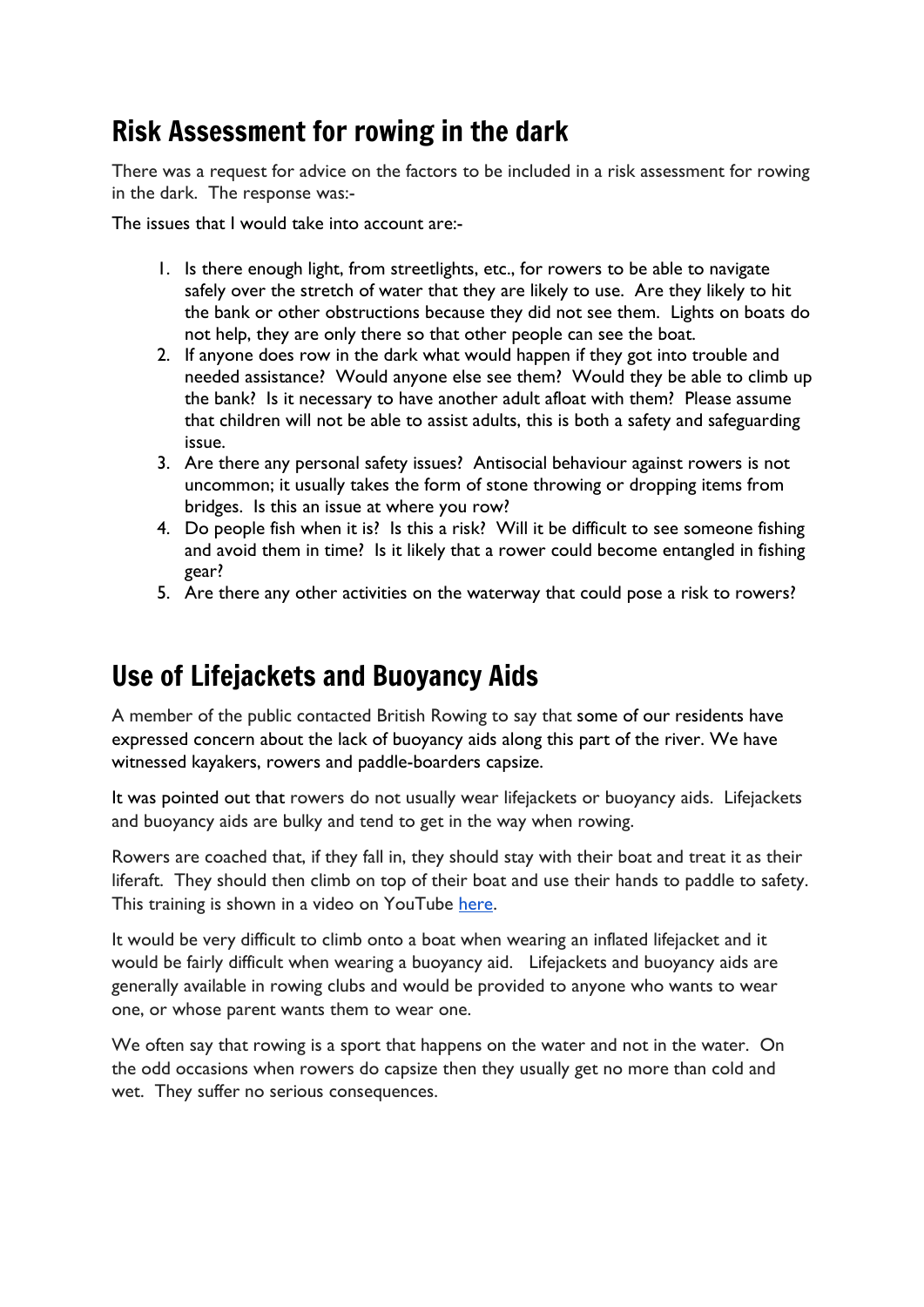## Risk Assessment for rowing in the dark

There was a request for advice on the factors to be included in a risk assessment for rowing in the dark. The response was:-

The issues that I would take into account are:-

1. Is there enough light, from streetlights, etc., for rowers to be able to navigate safely over the stretch of water that they are likely to use. Are they likely to hit the bank or other obstructions because they did not see them. Lights on boats do not help, they are only there so that other people can see the boat.
2. If anyone does row in the dark what would happen if they got into trouble and needed assistance? Would anyone else see them? Would they be able to climb up the bank? Is it necessary to have another adult afloat with them? Please assume that children will not be able to assist adults, this is both a safety and safeguarding issue.
3. Are there any personal safety issues? Antisocial behaviour against rowers is not uncommon; it usually takes the form of stone throwing or dropping items from bridges. Is this an issue at where you row?
4. Do people fish when it is? Is this a risk? Will it be difficult to see someone fishing and avoid them in time? Is it likely that a rower could become entangled in fishing gear?
5. Are there any other activities on the waterway that could pose a risk to rowers?

## Use of Lifejackets and Buoyancy Aids

A member of the public contacted British Rowing to say that some of our residents have expressed concern about the lack of buoyancy aids along this part of the river. We have witnessed kayakers, rowers and paddle-boarders capsize.

It was pointed out that rowers do not usually wear lifejackets or buoyancy aids. Lifejackets and buoyancy aids are bulky and tend to get in the way when rowing.

Rowers are coached that, if they fall in, they should stay with their boat and treat it as their liferaft. They should then climb on top of their boat and use their hands to paddle to safety. This training is shown in a video on YouTube here.

It would be very difficult to climb onto a boat when wearing an inflated lifejacket and it would be fairly difficult when wearing a buoyancy aid. Lifejackets and buoyancy aids are generally available in rowing clubs and would be provided to anyone who wants to wear one, or whose parent wants them to wear one.

We often say that rowing is a sport that happens on the water and not in the water. On the odd occasions when rowers do capsize then they usually get no more than cold and wet. They suffer no serious consequences.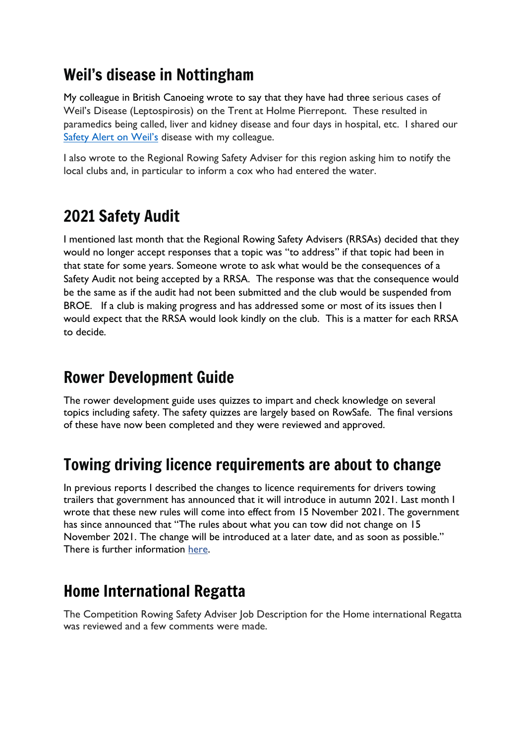## Weil's disease in Nottingham

My colleague in British Canoeing wrote to say that they have had three serious cases of Weil's Disease (Leptospirosis) on the Trent at Holme Pierrepont. These resulted in paramedics being called, liver and kidney disease and four days in hospital, etc. I shared our Safety Alert on Weil's disease with my colleague.

I also wrote to the Regional Rowing Safety Adviser for this region asking him to notify the local clubs and, in particular to inform a cox who had entered the water.

## 2021 Safety Audit

I mentioned last month that the Regional Rowing Safety Advisers (RRSAs) decided that they would no longer accept responses that a topic was "to address" if that topic had been in that state for some years. Someone wrote to ask what would be the consequences of a Safety Audit not being accepted by a RRSA. The response was that the consequence would be the same as if the audit had not been submitted and the club would be suspended from BROE. If a club is making progress and has addressed some or most of its issues then I would expect that the RRSA would look kindly on the club. This is a matter for each RRSA to decide.

## Rower Development Guide

The rower development guide uses quizzes to impart and check knowledge on several topics including safety. The safety quizzes are largely based on RowSafe. The final versions of these have now been completed and they were reviewed and approved.

## Towing driving licence requirements are about to change

In previous reports I described the changes to licence requirements for drivers towing trailers that government has announced that it will introduce in autumn 2021. Last month I wrote that these new rules will come into effect from 15 November 2021. The government has since announced that "The rules about what you can tow did not change on 15 November 2021. The change will be introduced at a later date, and as soon as possible." There is further information here.

## Home International Regatta

The Competition Rowing Safety Adviser Job Description for the Home international Regatta was reviewed and a few comments were made.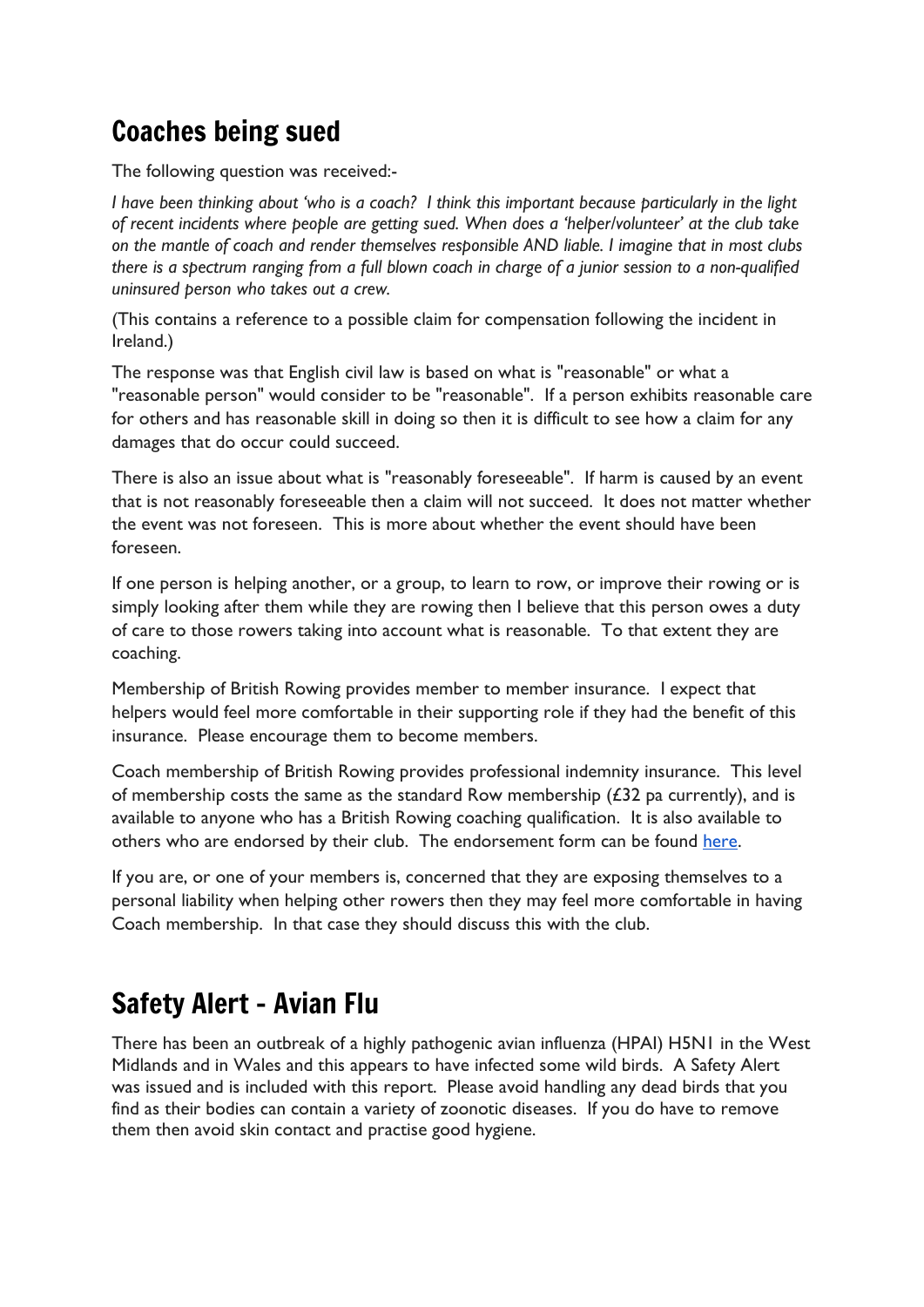## Coaches being sued

The following question was received:-

*I have been thinking about 'who is a coach? I think this important because particularly in the light of recent incidents where people are getting sued. When does a 'helper/volunteer' at the club take on the mantle of coach and render themselves responsible AND liable. I imagine that in most clubs there is a spectrum ranging from a full blown coach in charge of a junior session to a non-qualified uninsured person who takes out a crew.*

(This contains a reference to a possible claim for compensation following the incident in Ireland.)

The response was that English civil law is based on what is "reasonable" or what a "reasonable person" would consider to be "reasonable". If a person exhibits reasonable care for others and has reasonable skill in doing so then it is difficult to see how a claim for any damages that do occur could succeed.

There is also an issue about what is "reasonably foreseeable". If harm is caused by an event that is not reasonably foreseeable then a claim will not succeed. It does not matter whether the event was not foreseen. This is more about whether the event should have been foreseen.

If one person is helping another, or a group, to learn to row, or improve their rowing or is simply looking after them while they are rowing then I believe that this person owes a duty of care to those rowers taking into account what is reasonable. To that extent they are coaching.

Membership of British Rowing provides member to member insurance. I expect that helpers would feel more comfortable in their supporting role if they had the benefit of this insurance. Please encourage them to become members.

Coach membership of British Rowing provides professional indemnity insurance. This level of membership costs the same as the standard Row membership (£32 pa currently), and is available to anyone who has a British Rowing coaching qualification. It is also available to others who are endorsed by their club. The endorsement form can be found here.

If you are, or one of your members is, concerned that they are exposing themselves to a personal liability when helping other rowers then they may feel more comfortable in having Coach membership. In that case they should discuss this with the club.

## Safety Alert - Avian Flu

There has been an outbreak of a highly pathogenic avian influenza (HPAI) H5N1 in the West Midlands and in Wales and this appears to have infected some wild birds. A Safety Alert was issued and is included with this report. Please avoid handling any dead birds that you find as their bodies can contain a variety of zoonotic diseases. If you do have to remove them then avoid skin contact and practise good hygiene.